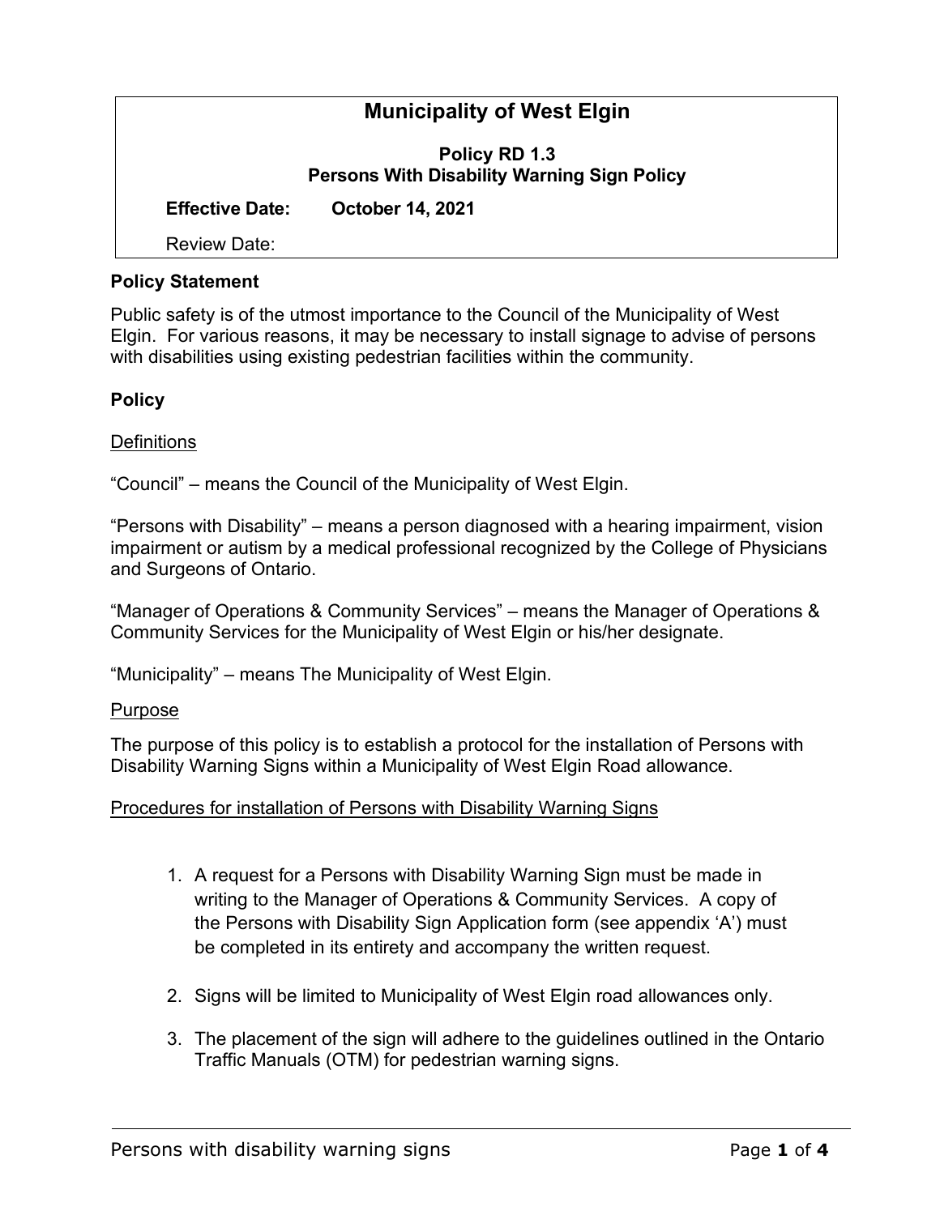# Municipality of West Elgin

## Policy RD 1.3
## Persons With Disability Warning Sign Policy

**Effective Date:** **October 14, 2021**

Review Date:

### Policy Statement

Public safety is of the utmost importance to the Council of the Municipality of West Elgin. For various reasons, it may be necessary to install signage to advise of persons with disabilities using existing pedestrian facilities within the community.

### Policy

<u>Definitions</u>

"Council" – means the Council of the Municipality of West Elgin.

"Persons with Disability" – means a person diagnosed with a hearing impairment, vision impairment or autism by a medical professional recognized by the College of Physicians and Surgeons of Ontario.

"Manager of Operations & Community Services" – means the Manager of Operations & Community Services for the Municipality of West Elgin or his/her designate.

"Municipality" – means The Municipality of West Elgin.

<u>Purpose</u>

The purpose of this policy is to establish a protocol for the installation of Persons with Disability Warning Signs within a Municipality of West Elgin Road allowance.

<u>Procedures for installation of Persons with Disability Warning Signs</u>

1. A request for a Persons with Disability Warning Sign must be made in writing to the Manager of Operations & Community Services. A copy of the Persons with Disability Sign Application form (see appendix 'A') must be completed in its entirety and accompany the written request.

2. Signs will be limited to Municipality of West Elgin road allowances only.

3. The placement of the sign will adhere to the guidelines outlined in the Ontario Traffic Manuals (OTM) for pedestrian warning signs.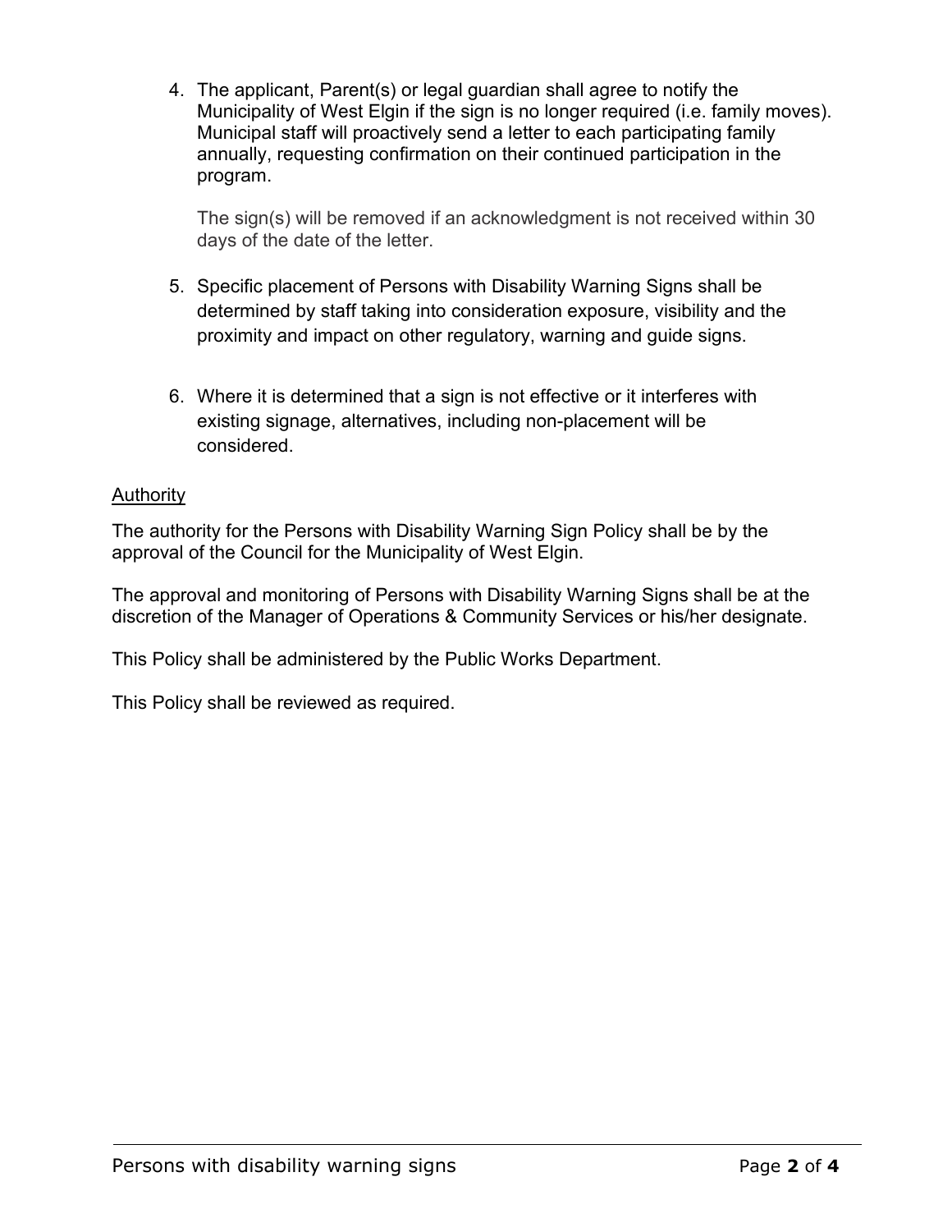4. The applicant, Parent(s) or legal guardian shall agree to notify the Municipality of West Elgin if the sign is no longer required (i.e. family moves). Municipal staff will proactively send a letter to each participating family annually, requesting confirmation on their continued participation in the program.

   The sign(s) will be removed if an acknowledgment is not received within 30 days of the date of the letter.

5. Specific placement of Persons with Disability Warning Signs shall be determined by staff taking into consideration exposure, visibility and the proximity and impact on other regulatory, warning and guide signs.

6. Where it is determined that a sign is not effective or it interferes with existing signage, alternatives, including non-placement will be considered.

<u>Authority</u>

The authority for the Persons with Disability Warning Sign Policy shall be by the approval of the Council for the Municipality of West Elgin.

The approval and monitoring of Persons with Disability Warning Signs shall be at the discretion of the Manager of Operations & Community Services or his/her designate.

This Policy shall be administered by the Public Works Department.

This Policy shall be reviewed as required.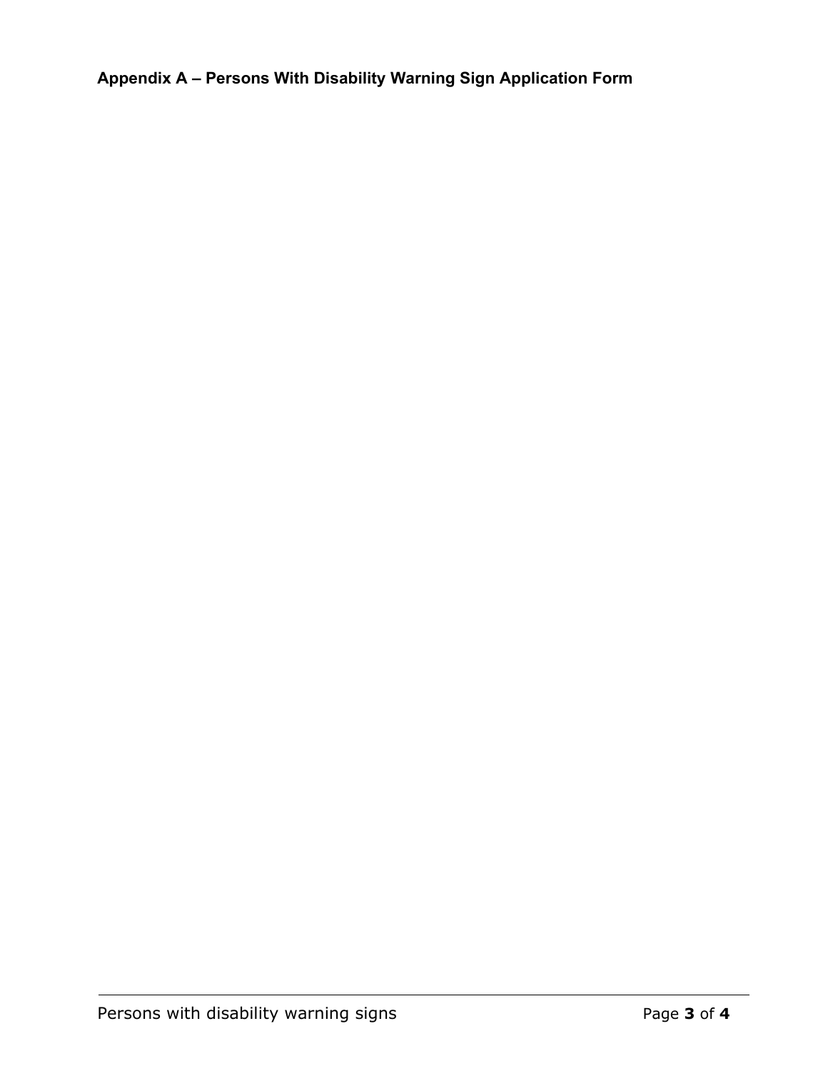**Appendix A – Persons With Disability Warning Sign Application Form**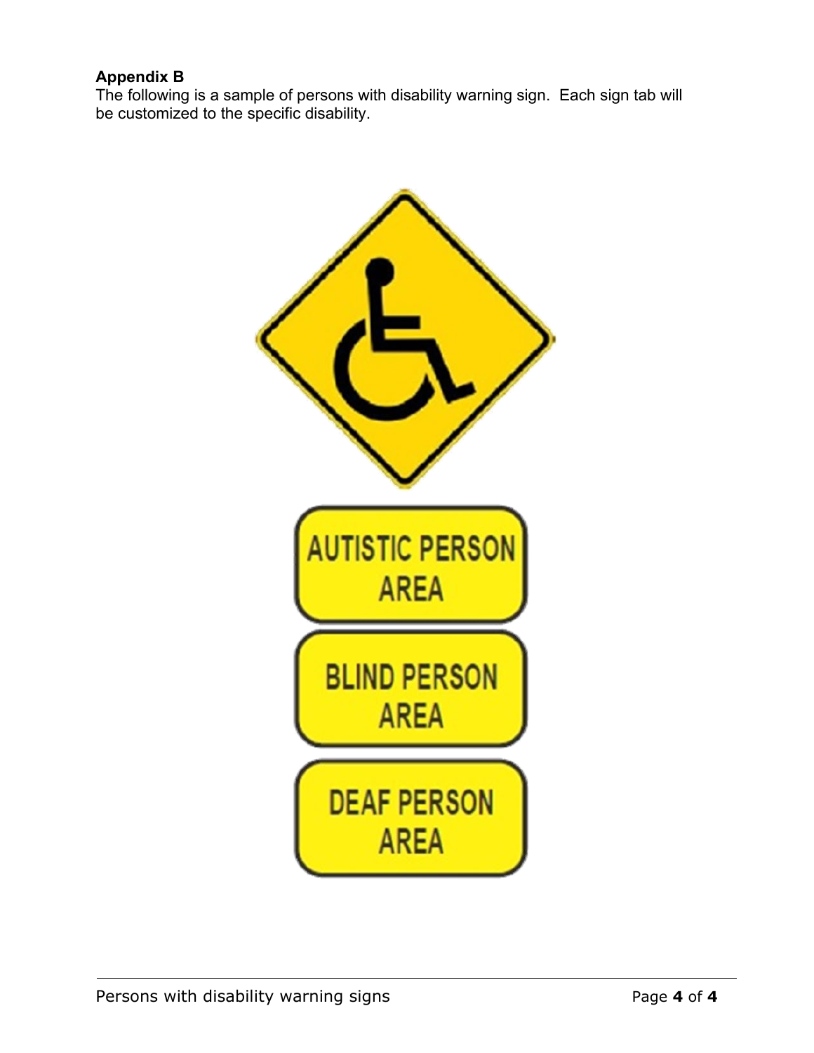**Appendix B**
The following is a sample of persons with disability warning sign. Each sign tab will be customized to the specific disability.

AUTISTIC PERSON AREA

BLIND PERSON AREA

DEAF PERSON AREA